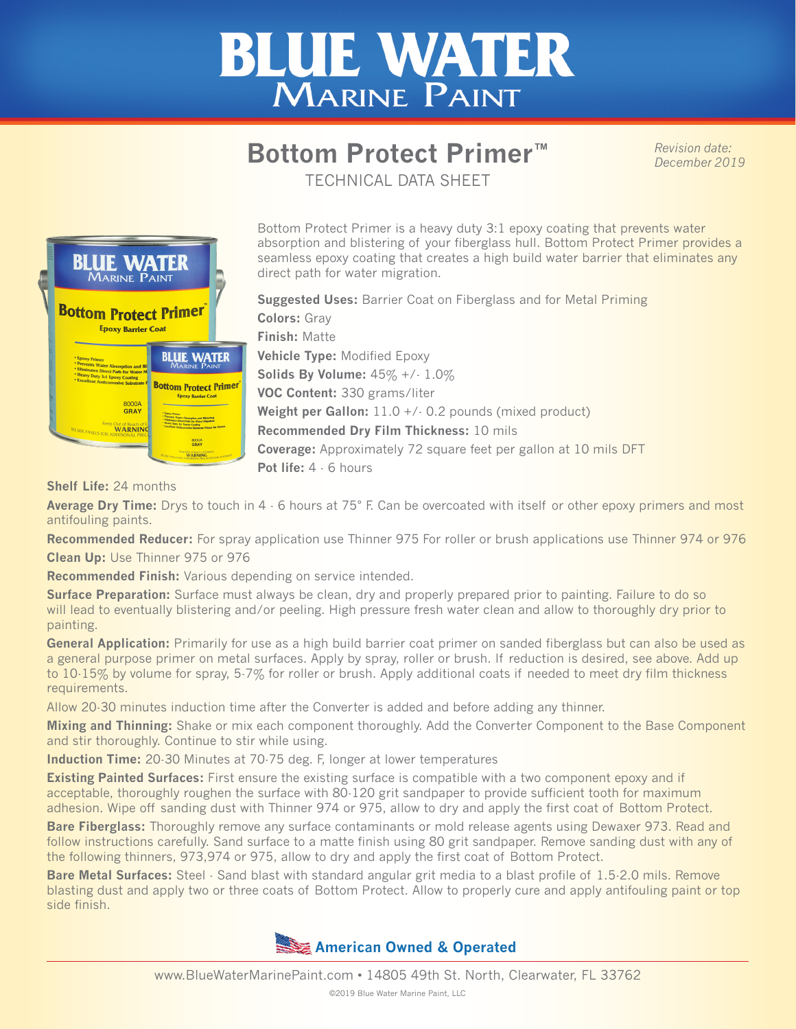# BLUE WATER MARINE PAINT

## Bottom Protect Primer™

TECHNICAL DATA SHEET

*Revision date: December 2019*

Bottom Protect Primer is a heavy duty 3:1 epoxy coating that prevents water absorption and blistering of your fiberglass hull. Bottom Protect Primer provides a seamless epoxy coating that creates a high build water barrier that eliminates any direct path for water migration.

**Suggested Uses:** Barrier Coat on Fiberglass and for Metal Priming

**Colors:** Gray

**Finish:** Matte

**Vehicle Type:** Modified Epoxy

**Solids By Volume:** 45% +/- 1.0%

**VOC Content:** 330 grams/liter

**Weight per Gallon:** 11.0 +/- 0.2 pounds (mixed product)

**Recommended Dry Film Thickness:** 10 mils

**Coverage:** Approximately 72 square feet per gallon at 10 mils DFT

**Pot life:** 4 - 6 hours

**Shelf Life:** 24 months

**Average Dry Time:** Drys to touch in 4 - 6 hours at 75° F. Can be overcoated with itself or other epoxy primers and most antifouling paints.

**Recommended Reducer:** For spray application use Thinner 975 For roller or brush applications use Thinner 974 or 976

**Clean Up:** Use Thinner 975 or 976

**Recommended Finish:** Various depending on service intended.

**Surface Preparation:** Surface must always be clean, dry and properly prepared prior to painting. Failure to do so will lead to eventually blistering and/or peeling. High pressure fresh water clean and allow to thoroughly dry prior to painting.

**General Application:** Primarily for use as a high build barrier coat primer on sanded fiberglass but can also be used as a general purpose primer on metal surfaces. Apply by spray, roller or brush. If reduction is desired, see above. Add up to 10-15% by volume for spray, 5-7% for roller or brush. Apply additional coats if needed to meet dry film thickness requirements.

Allow 20-30 minutes induction time after the Converter is added and before adding any thinner.

**Mixing and Thinning:** Shake or mix each component thoroughly. Add the Converter Component to the Base Component and stir thoroughly. Continue to stir while using.

**Induction Time:** 20-30 Minutes at 70-75 deg. F, longer at lower temperatures

**Existing Painted Surfaces:** First ensure the existing surface is compatible with a two component epoxy and if acceptable, thoroughly roughen the surface with 80-120 grit sandpaper to provide sufficient tooth for maximum adhesion. Wipe off sanding dust with Thinner 974 or 975, allow to dry and apply the first coat of Bottom Protect.

**Bare Fiberglass:** Thoroughly remove any surface contaminants or mold release agents using Dewaxer 973. Read and follow instructions carefully. Sand surface to a matte finish using 80 grit sandpaper. Remove sanding dust with any of the following thinners, 973,974 or 975, allow to dry and apply the first coat of Bottom Protect.

**Bare Metal Surfaces:** Steel - Sand blast with standard angular grit media to a blast profile of 1.5-2.0 mils. Remove blasting dust and apply two or three coats of Bottom Protect. Allow to properly cure and apply antifouling paint or top side finish.

**American Owned & Operated**

www.BlueWaterMarinePaint.com • 14805 49th St. North, Clearwater, FL 33762

©2019 Blue Water Marine Paint, LLC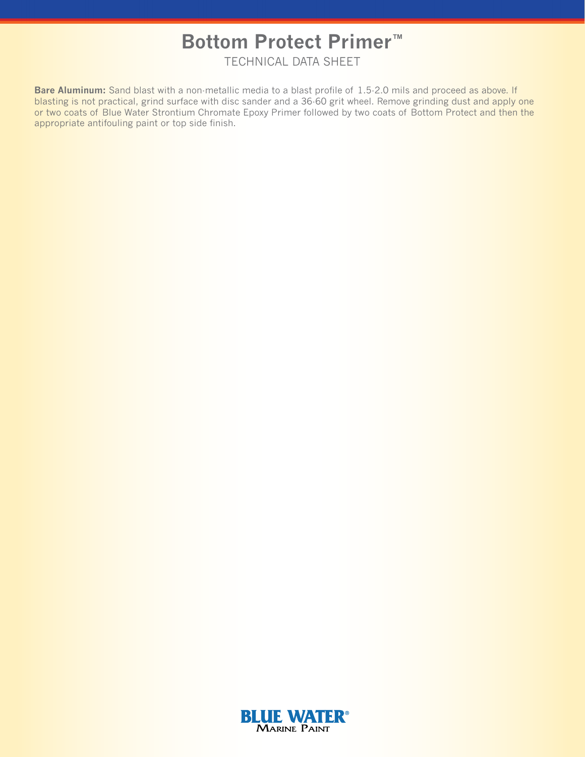**Bare Aluminum:** Sand blast with a non-metallic media to a blast profile of 1.5-2.0 mils and proceed as above. If blasting is not practical, grind surface with disc sander and a 36-60 grit wheel. Remove grinding dust and apply one or two coats of Blue Water Strontium Chromate Epoxy Primer followed by two coats of Bottom Protect and then the appropriate antifouling paint or top side finish.